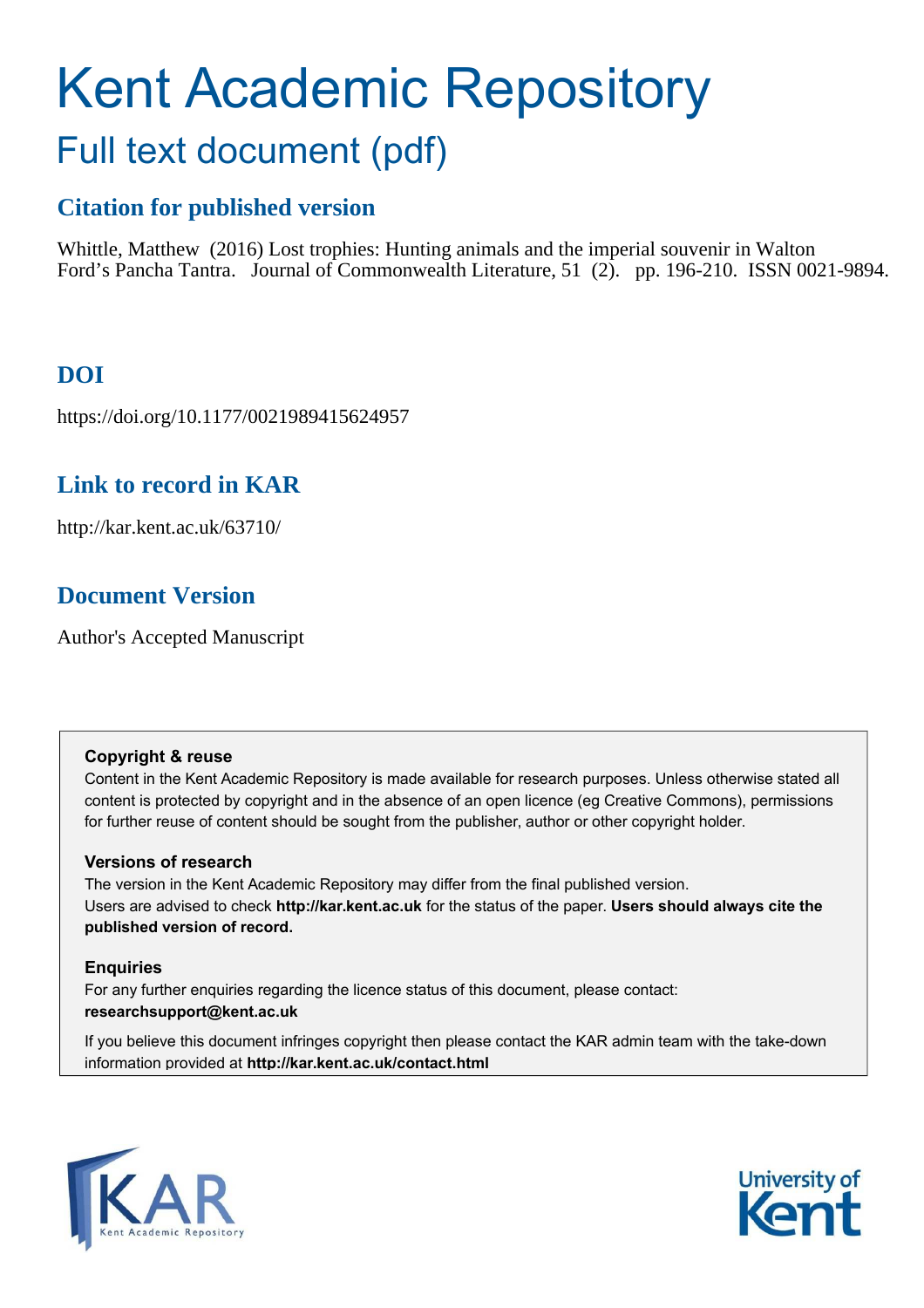# Kent Academic Repository

## Full text document (pdf)

### Citation for published version

Whittle, Matthew (2016) Lost trophies: Hunting animals and the imperial souvenir in Walton Ford's Pancha Tantra. Journal of Commonwealth Literature, 51 (2). pp. 196-210. ISSN 0021-9894.

### DOI

https://doi.org/10.1177/0021989415624957

### Link to record in KAR

http://kar.kent.ac.uk/63710/

### Document Version

Author's Accepted Manuscript

**Copyright & reuse**

Content in the Kent Academic Repository is made available for research purposes. Unless otherwise stated all content is protected by copyright and in the absence of an open licence (eg Creative Commons), permissions for further reuse of content should be sought from the publisher, author or other copyright holder.

**Versions of research**

The version in the Kent Academic Repository may differ from the final published version. Users are advised to check **http://kar.kent.ac.uk** for the status of the paper. **Users should always cite the published version of record.**

**Enquiries**

For any further enquiries regarding the licence status of this document, please contact: **researchsupport@kent.ac.uk**

If you believe this document infringes copyright then please contact the KAR admin team with the take-down information provided at **http://kar.kent.ac.uk/contact.html**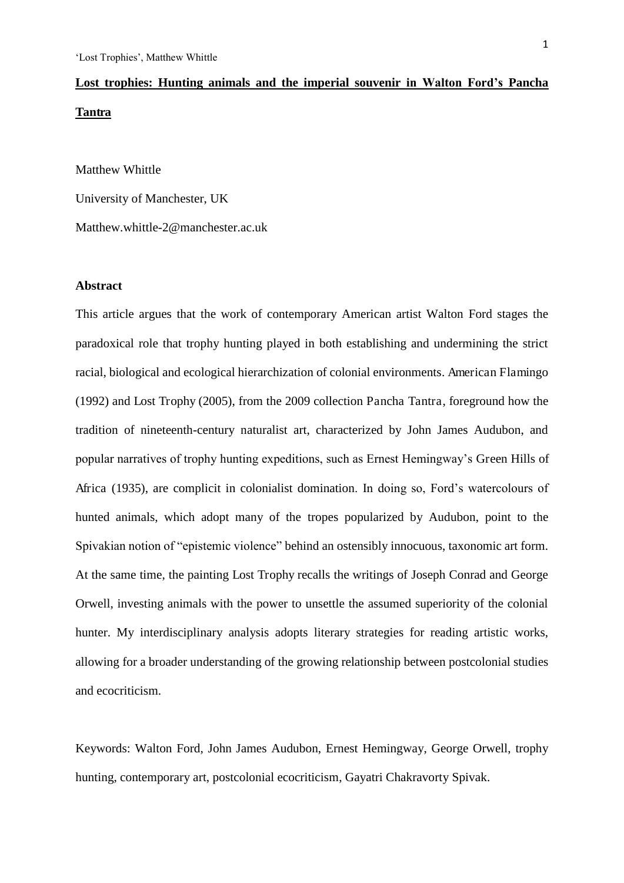# **Lost trophies: Hunting animals and the imperial souvenir in Walton Ford's Pancha Tantra**

Matthew Whittle

University of Manchester, UK

Matthew.whittle-2@manchester.ac.uk

## **Abstract**

This article argues that the work of contemporary American artist Walton Ford stages the paradoxical role that trophy hunting played in both establishing and undermining the strict racial, biological and ecological hierarchization of colonial environments. American Flamingo (1992) and Lost Trophy (2005), from the 2009 collection Pancha Tantra, foreground how the tradition of nineteenth-century naturalist art, characterized by John James Audubon, and popular narratives of trophy hunting expeditions, such as Ernest Hemingway's Green Hills of Africa (1935), are complicit in colonialist domination. In doing so, Ford's watercolours of hunted animals, which adopt many of the tropes popularized by Audubon, point to the Spivakian notion of "epistemic violence" behind an ostensibly innocuous, taxonomic art form. At the same time, the painting Lost Trophy recalls the writings of Joseph Conrad and George Orwell, investing animals with the power to unsettle the assumed superiority of the colonial hunter. My interdisciplinary analysis adopts literary strategies for reading artistic works, allowing for a broader understanding of the growing relationship between postcolonial studies and ecocriticism.

Keywords: Walton Ford, John James Audubon, Ernest Hemingway, George Orwell, trophy hunting, contemporary art, postcolonial ecocriticism, Gayatri Chakravorty Spivak.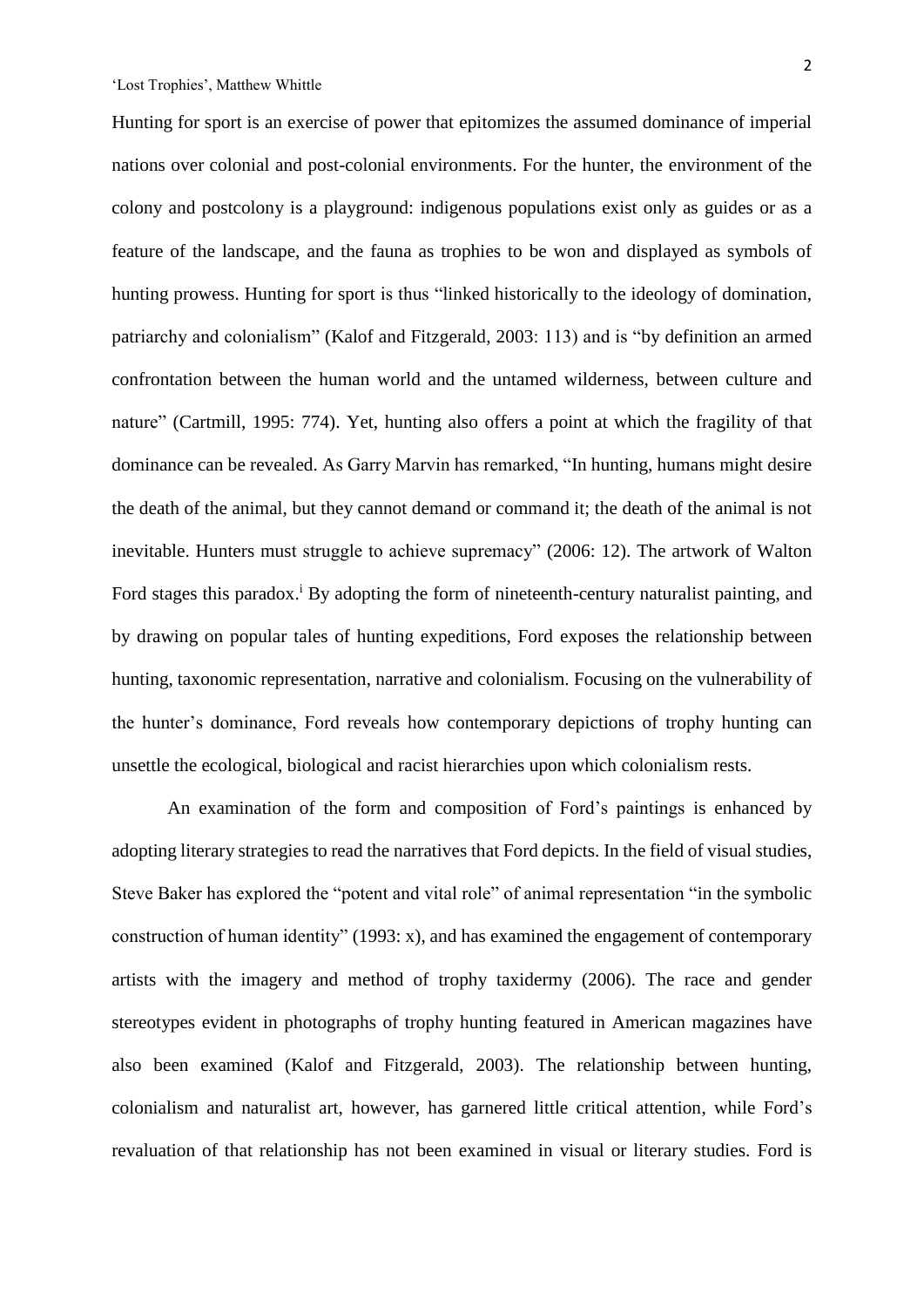Hunting for sport is an exercise of power that epitomizes the assumed dominance of imperial nations over colonial and post-colonial environments. For the hunter, the environment of the colony and postcolony is a playground: indigenous populations exist only as guides or as a feature of the landscape, and the fauna as trophies to be won and displayed as symbols of hunting prowess. Hunting for sport is thus "linked historically to the ideology of domination, patriarchy and colonialism" (Kalof and Fitzgerald, 2003: 113) and is "by definition an armed confrontation between the human world and the untamed wilderness, between culture and nature" (Cartmill, 1995: 774). Yet, hunting also offers a point at which the fragility of that dominance can be revealed. As Garry Marvin has remarked, "In hunting, humans might desire the death of the animal, but they cannot demand or command it; the death of the animal is not inevitable. Hunters must struggle to achieve supremacy" (2006: 12). The artwork of Walton Ford stages this paradox.[i] By adopting the form of nineteenth-century naturalist painting, and by drawing on popular tales of hunting expeditions, Ford exposes the relationship between hunting, taxonomic representation, narrative and colonialism. Focusing on the vulnerability of the hunter's dominance, Ford reveals how contemporary depictions of trophy hunting can unsettle the ecological, biological and racist hierarchies upon which colonialism rests.

An examination of the form and composition of Ford's paintings is enhanced by adopting literary strategies to read the narratives that Ford depicts. In the field of visual studies, Steve Baker has explored the "potent and vital role" of animal representation "in the symbolic construction of human identity" (1993: x), and has examined the engagement of contemporary artists with the imagery and method of trophy taxidermy (2006). The race and gender stereotypes evident in photographs of trophy hunting featured in American magazines have also been examined (Kalof and Fitzgerald, 2003). The relationship between hunting, colonialism and naturalist art, however, has garnered little critical attention, while Ford's revaluation of that relationship has not been examined in visual or literary studies. Ford is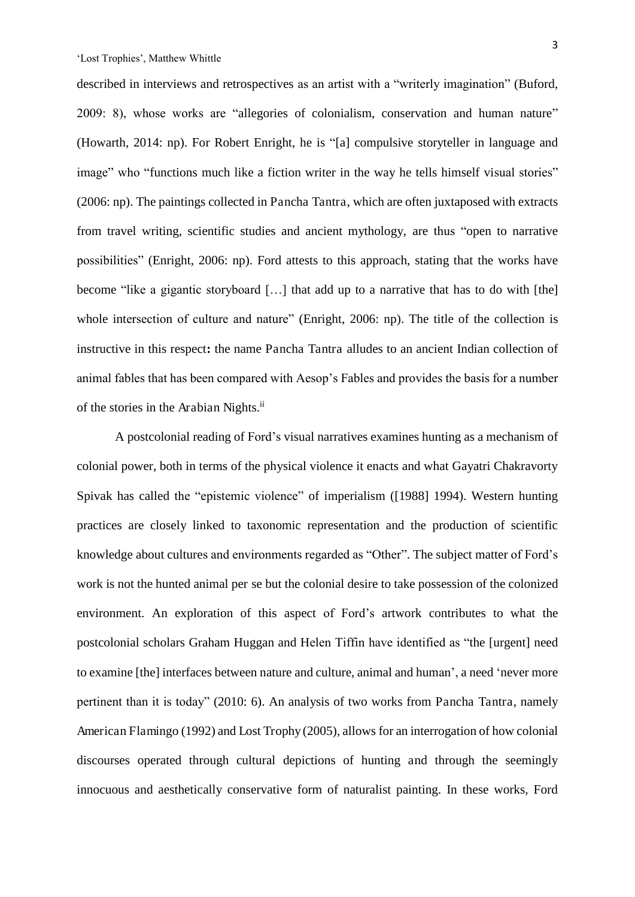described in interviews and retrospectives as an artist with a "writerly imagination" (Buford, 2009: 8), whose works are "allegories of colonialism, conservation and human nature" (Howarth, 2014: np). For Robert Enright, he is "[a] compulsive storyteller in language and image" who "functions much like a fiction writer in the way he tells himself visual stories" (2006: np). The paintings collected in *Pancha Tantra*, which are often juxtaposed with extracts from travel writing, scientific studies and ancient mythology, are thus "open to narrative possibilities" (Enright, 2006: np). Ford attests to this approach, stating that the works have become "like a gigantic storyboard […] that add up to a narrative that has to do with [the] whole intersection of culture and nature" (Enright, 2006: np). The title of the collection is instructive in this respect**:** the name *Pancha Tantra* alludes to an ancient Indian collection of animal fables that has been compared with Aesop's Fables and provides the basis for a number of the stories in the *Arabian Nights*.[ii]

A postcolonial reading of Ford's visual narratives examines hunting as a mechanism of colonial power, both in terms of the physical violence it enacts and what Gayatri Chakravorty Spivak has called the "epistemic violence" of imperialism ([1988] 1994). Western hunting practices are closely linked to taxonomic representation and the production of scientific knowledge about cultures and environments regarded as "Other". The subject matter of Ford's work is not the hunted animal per se but the colonial desire to take possession of the colonized environment. An exploration of this aspect of Ford's artwork contributes to what the postcolonial scholars Graham Huggan and Helen Tiffin have identified as "the [urgent] need to examine [the] interfaces between nature and culture, animal and human', a need 'never more pertinent than it is today" (2010: 6). An analysis of two works from *Pancha Tantra*, namely *American Flamingo* (1992) and *Lost Trophy* (2005), allows for an interrogation of how colonial discourses operated through cultural depictions of hunting and through the seemingly innocuous and aesthetically conservative form of naturalist painting. In these works, Ford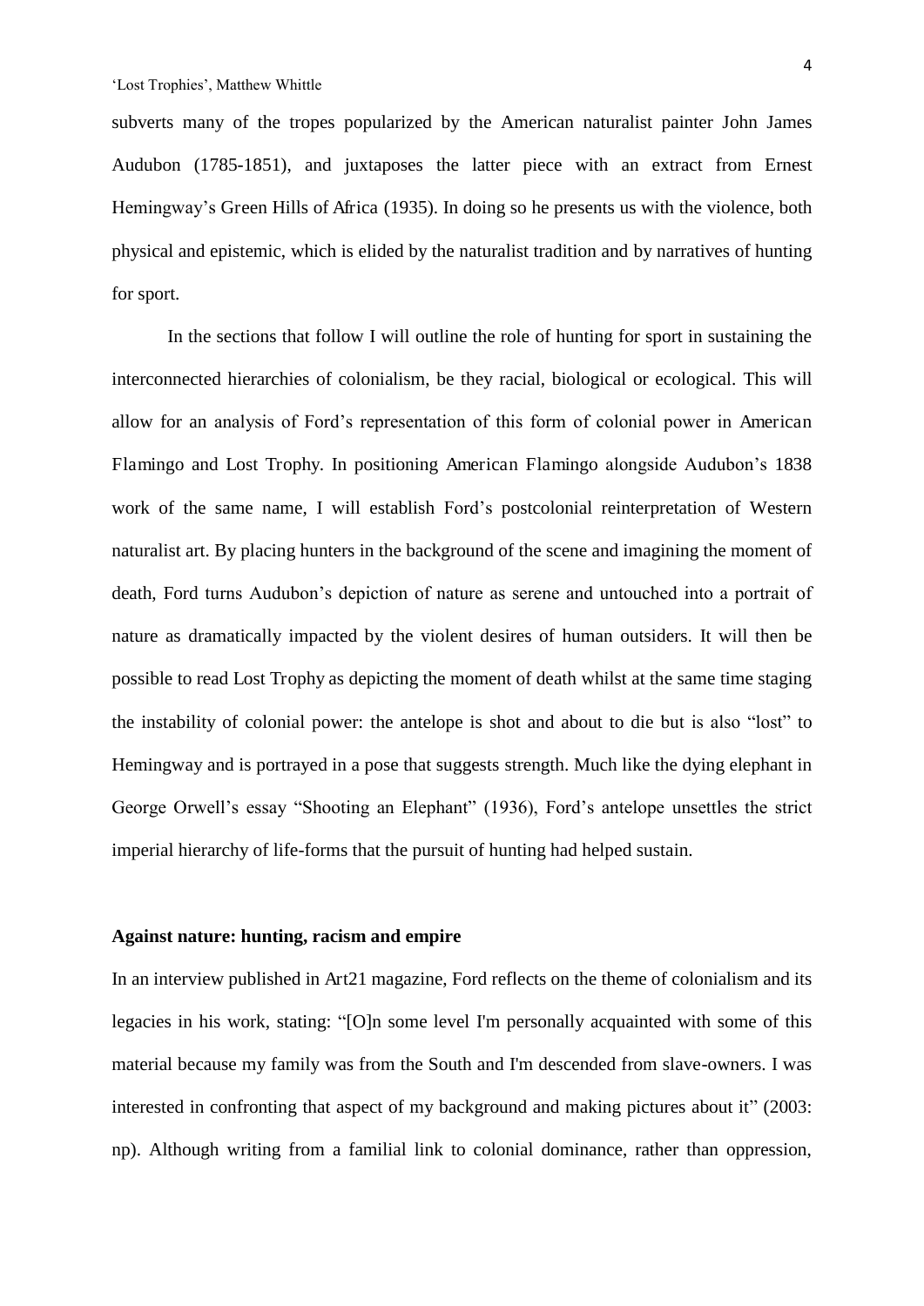subverts many of the tropes popularized by the American naturalist painter John James Audubon (1785-1851), and juxtaposes the latter piece with an extract from Ernest Hemingway's Green Hills of Africa (1935). In doing so he presents us with the violence, both physical and epistemic, which is elided by the naturalist tradition and by narratives of hunting for sport.

In the sections that follow I will outline the role of hunting for sport in sustaining the interconnected hierarchies of colonialism, be they racial, biological or ecological. This will allow for an analysis of Ford's representation of this form of colonial power in American Flamingo and Lost Trophy. In positioning American Flamingo alongside Audubon's 1838 work of the same name, I will establish Ford's postcolonial reinterpretation of Western naturalist art. By placing hunters in the background of the scene and imagining the moment of death, Ford turns Audubon's depiction of nature as serene and untouched into a portrait of nature as dramatically impacted by the violent desires of human outsiders. It will then be possible to read Lost Trophy as depicting the moment of death whilst at the same time staging the instability of colonial power: the antelope is shot and about to die but is also "lost" to Hemingway and is portrayed in a pose that suggests strength. Much like the dying elephant in George Orwell's essay "Shooting an Elephant" (1936), Ford's antelope unsettles the strict imperial hierarchy of life-forms that the pursuit of hunting had helped sustain.

**Against nature: hunting, racism and empire**

In an interview published in Art21 magazine, Ford reflects on the theme of colonialism and its legacies in his work, stating: "[O]n some level I'm personally acquainted with some of this material because my family was from the South and I'm descended from slave-owners. I was interested in confronting that aspect of my background and making pictures about it" (2003: np). Although writing from a familial link to colonial dominance, rather than oppression,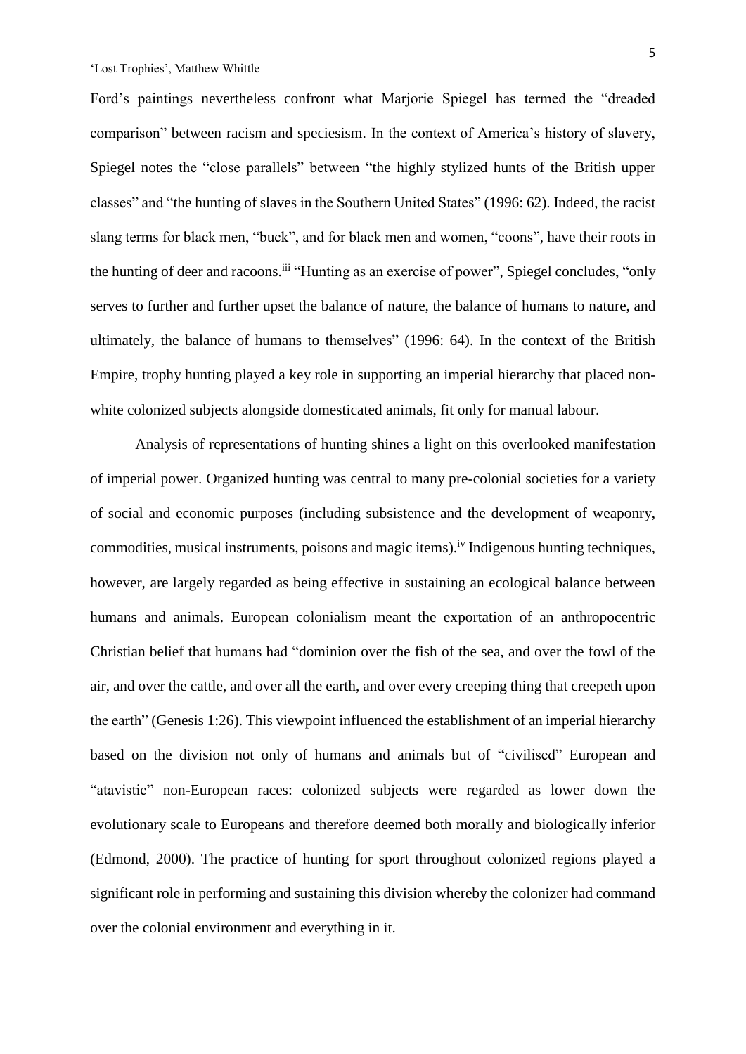Ford's paintings nevertheless confront what Marjorie Spiegel has termed the "dreaded comparison" between racism and speciesism. In the context of America's history of slavery, Spiegel notes the "close parallels" between "the highly stylized hunts of the British upper classes" and "the hunting of slaves in the Southern United States" (1996: 62). Indeed, the racist slang terms for black men, "buck", and for black men and women, "coons", have their roots in the hunting of deer and racoons.[iii] "Hunting as an exercise of power", Spiegel concludes, "only serves to further and further upset the balance of nature, the balance of humans to nature, and ultimately, the balance of humans to themselves" (1996: 64). In the context of the British Empire, trophy hunting played a key role in supporting an imperial hierarchy that placed non-white colonized subjects alongside domesticated animals, fit only for manual labour.

Analysis of representations of hunting shines a light on this overlooked manifestation of imperial power. Organized hunting was central to many pre-colonial societies for a variety of social and economic purposes (including subsistence and the development of weaponry, commodities, musical instruments, poisons and magic items).[iv] Indigenous hunting techniques, however, are largely regarded as being effective in sustaining an ecological balance between humans and animals. European colonialism meant the exportation of an anthropocentric Christian belief that humans had "dominion over the fish of the sea, and over the fowl of the air, and over the cattle, and over all the earth, and over every creeping thing that creepeth upon the earth" (Genesis 1:26). This viewpoint influenced the establishment of an imperial hierarchy based on the division not only of humans and animals but of "civilised" European and "atavistic" non-European races: colonized subjects were regarded as lower down the evolutionary scale to Europeans and therefore deemed both morally and biologically inferior (Edmond, 2000). The practice of hunting for sport throughout colonized regions played a significant role in performing and sustaining this division whereby the colonizer had command over the colonial environment and everything in it.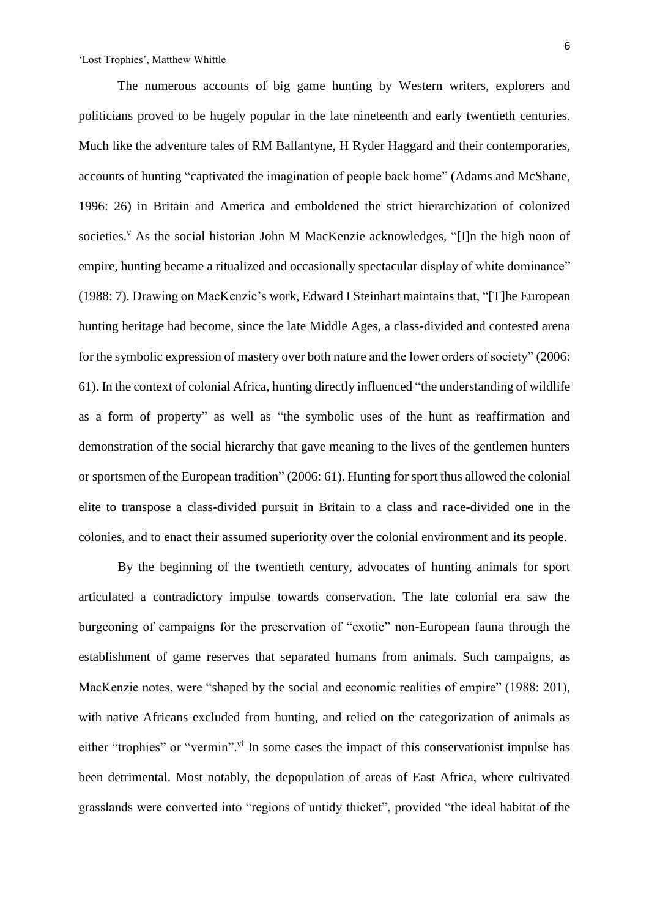The numerous accounts of big game hunting by Western writers, explorers and politicians proved to be hugely popular in the late nineteenth and early twentieth centuries. Much like the adventure tales of RM Ballantyne, H Ryder Haggard and their contemporaries, accounts of hunting "captivated the imagination of people back home" (Adams and McShane, 1996: 26) in Britain and America and emboldened the strict hierarchization of colonized societies.[v] As the social historian John M MacKenzie acknowledges, "[I]n the high noon of empire, hunting became a ritualized and occasionally spectacular display of white dominance" (1988: 7). Drawing on MacKenzie's work, Edward I Steinhart maintains that, "[T]he European hunting heritage had become, since the late Middle Ages, a class-divided and contested arena for the symbolic expression of mastery over both nature and the lower orders of society" (2006: 61). In the context of colonial Africa, hunting directly influenced "the understanding of wildlife as a form of property" as well as "the symbolic uses of the hunt as reaffirmation and demonstration of the social hierarchy that gave meaning to the lives of the gentlemen hunters or sportsmen of the European tradition" (2006: 61). Hunting for sport thus allowed the colonial elite to transpose a class-divided pursuit in Britain to a class and race-divided one in the colonies, and to enact their assumed superiority over the colonial environment and its people.

By the beginning of the twentieth century, advocates of hunting animals for sport articulated a contradictory impulse towards conservation. The late colonial era saw the burgeoning of campaigns for the preservation of "exotic" non-European fauna through the establishment of game reserves that separated humans from animals. Such campaigns, as MacKenzie notes, were "shaped by the social and economic realities of empire" (1988: 201), with native Africans excluded from hunting, and relied on the categorization of animals as either "trophies" or "vermin".[vi] In some cases the impact of this conservationist impulse has been detrimental. Most notably, the depopulation of areas of East Africa, where cultivated grasslands were converted into "regions of untidy thicket", provided "the ideal habitat of the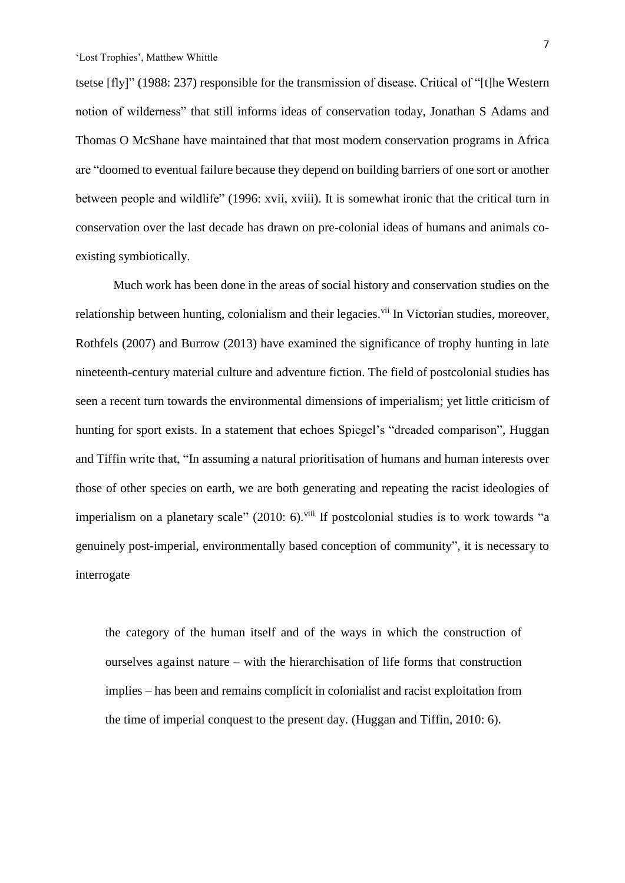tsetse [fly]" (1988: 237) responsible for the transmission of disease. Critical of "[t]he Western notion of wilderness" that still informs ideas of conservation today, Jonathan S Adams and Thomas O McShane have maintained that that most modern conservation programs in Africa are "doomed to eventual failure because they depend on building barriers of one sort or another between people and wildlife" (1996: xvii, xviii). It is somewhat ironic that the critical turn in conservation over the last decade has drawn on pre-colonial ideas of humans and animals co-existing symbiotically.

Much work has been done in the areas of social history and conservation studies on the relationship between hunting, colonialism and their legacies.[vii] In Victorian studies, moreover, Rothfels (2007) and Burrow (2013) have examined the significance of trophy hunting in late nineteenth-century material culture and adventure fiction. The field of postcolonial studies has seen a recent turn towards the environmental dimensions of imperialism; yet little criticism of hunting for sport exists. In a statement that echoes Spiegel's "dreaded comparison", Huggan and Tiffin write that, "In assuming a natural prioritisation of humans and human interests over those of other species on earth, we are both generating and repeating the racist ideologies of imperialism on a planetary scale" (2010: 6).[viii] If postcolonial studies is to work towards "a genuinely post-imperial, environmentally based conception of community", it is necessary to interrogate

> the category of the human itself and of the ways in which the construction of ourselves against nature – with the hierarchisation of life forms that construction implies – has been and remains complicit in colonialist and racist exploitation from the time of imperial conquest to the present day. (Huggan and Tiffin, 2010: 6).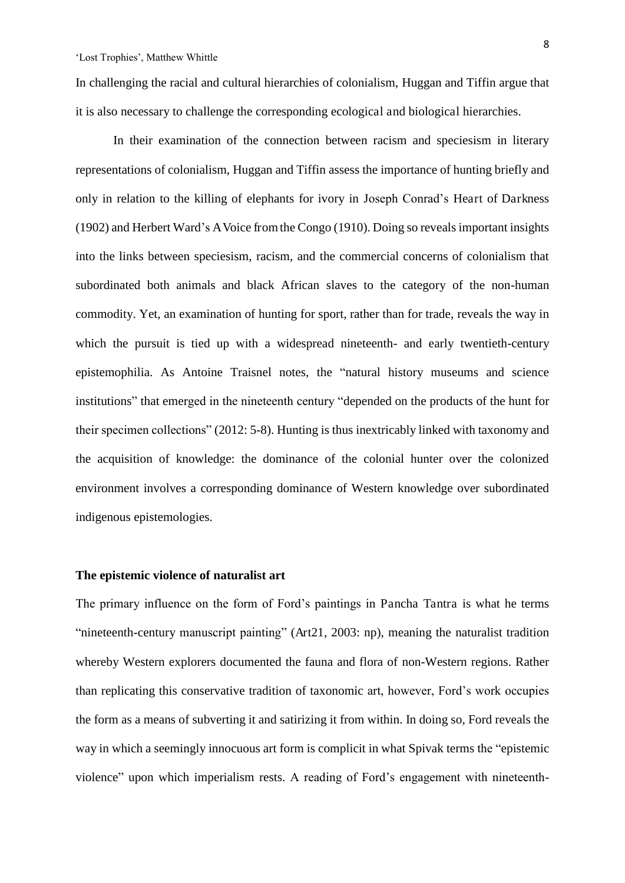In challenging the racial and cultural hierarchies of colonialism, Huggan and Tiffin argue that it is also necessary to challenge the corresponding ecological and biological hierarchies.

In their examination of the connection between racism and speciesism in literary representations of colonialism, Huggan and Tiffin assess the importance of hunting briefly and only in relation to the killing of elephants for ivory in Joseph Conrad's *Heart of Darkness* (1902) and Herbert Ward's *A Voice from the Congo* (1910). Doing so reveals important insights into the links between speciesism, racism, and the commercial concerns of colonialism that subordinated both animals and black African slaves to the category of the non-human commodity. Yet, an examination of hunting for sport, rather than for trade, reveals the way in which the pursuit is tied up with a widespread nineteenth- and early twentieth-century epistemophilia. As Antoine Traisnel notes, the "natural history museums and science institutions" that emerged in the nineteenth century "depended on the products of the hunt for their specimen collections" (2012: 5-8). Hunting is thus inextricably linked with taxonomy and the acquisition of knowledge: the dominance of the colonial hunter over the colonized environment involves a corresponding dominance of Western knowledge over subordinated indigenous epistemologies.

## The epistemic violence of naturalist art

The primary influence on the form of Ford's paintings in *Pancha Tantra* is what he terms "nineteenth-century manuscript painting" (Art21, 2003: np), meaning the naturalist tradition whereby Western explorers documented the fauna and flora of non-Western regions. Rather than replicating this conservative tradition of taxonomic art, however, Ford's work occupies the form as a means of subverting it and satirizing it from within. In doing so, Ford reveals the way in which a seemingly innocuous art form is complicit in what Spivak terms the "epistemic violence" upon which imperialism rests. A reading of Ford's engagement with nineteenth-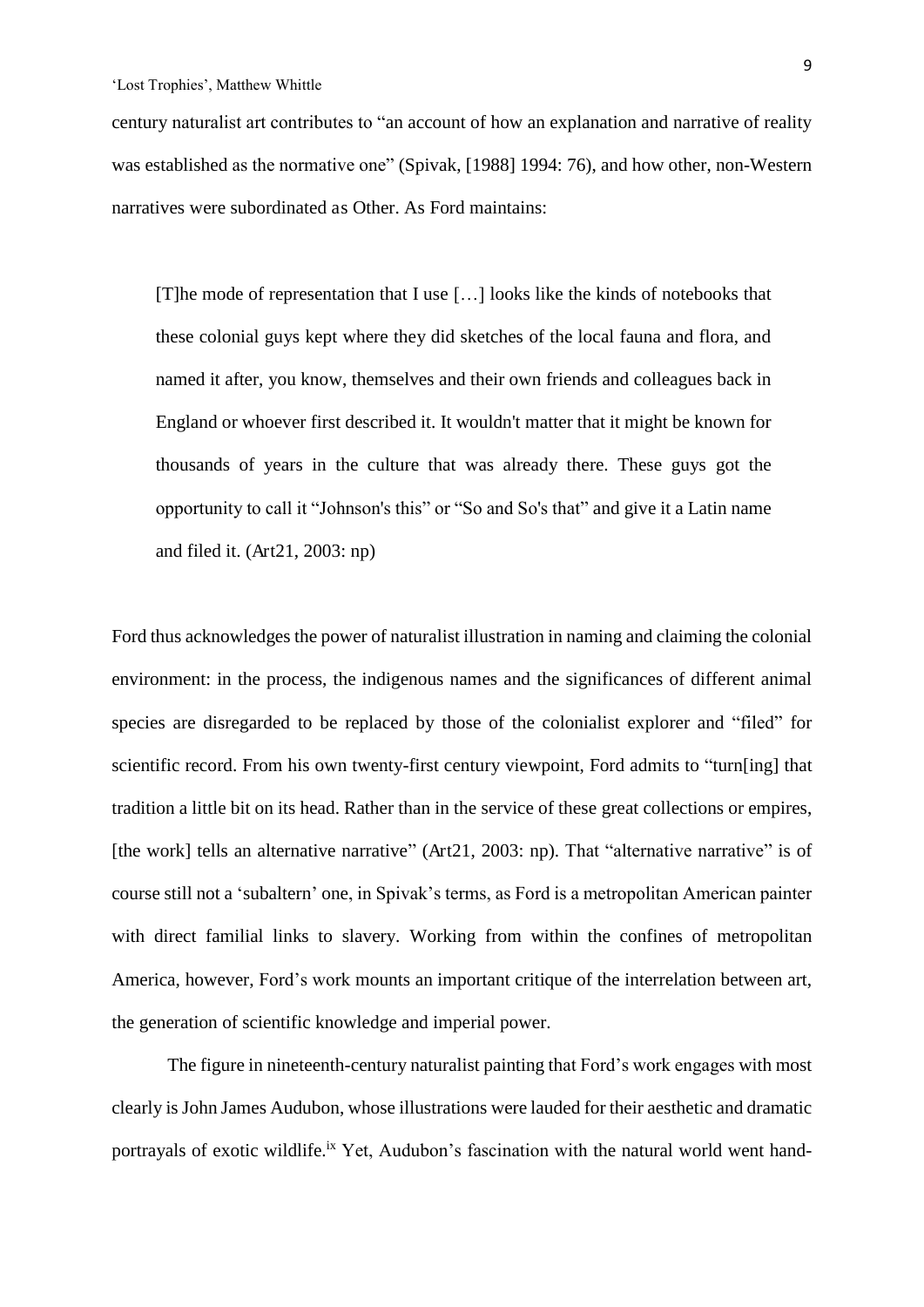century naturalist art contributes to "an account of how an explanation and narrative of reality was established as the normative one" (Spivak, [1988] 1994: 76), and how other, non-Western narratives were subordinated as Other. As Ford maintains:

> [T]he mode of representation that I use […] looks like the kinds of notebooks that these colonial guys kept where they did sketches of the local fauna and flora, and named it after, you know, themselves and their own friends and colleagues back in England or whoever first described it. It wouldn't matter that it might be known for thousands of years in the culture that was already there. These guys got the opportunity to call it "Johnson's this" or "So and So's that" and give it a Latin name and filed it. (Art21, 2003: np)

Ford thus acknowledges the power of naturalist illustration in naming and claiming the colonial environment: in the process, the indigenous names and the significances of different animal species are disregarded to be replaced by those of the colonialist explorer and "filed" for scientific record. From his own twenty-first century viewpoint, Ford admits to "turn[ing] that tradition a little bit on its head. Rather than in the service of these great collections or empires, [the work] tells an alternative narrative" (Art21, 2003: np). That "alternative narrative" is of course still not a 'subaltern' one, in Spivak's terms, as Ford is a metropolitan American painter with direct familial links to slavery. Working from within the confines of metropolitan America, however, Ford's work mounts an important critique of the interrelation between art, the generation of scientific knowledge and imperial power.

The figure in nineteenth-century naturalist painting that Ford's work engages with most clearly is John James Audubon, whose illustrations were lauded for their aesthetic and dramatic portrayals of exotic wildlife.[ix] Yet, Audubon's fascination with the natural world went hand-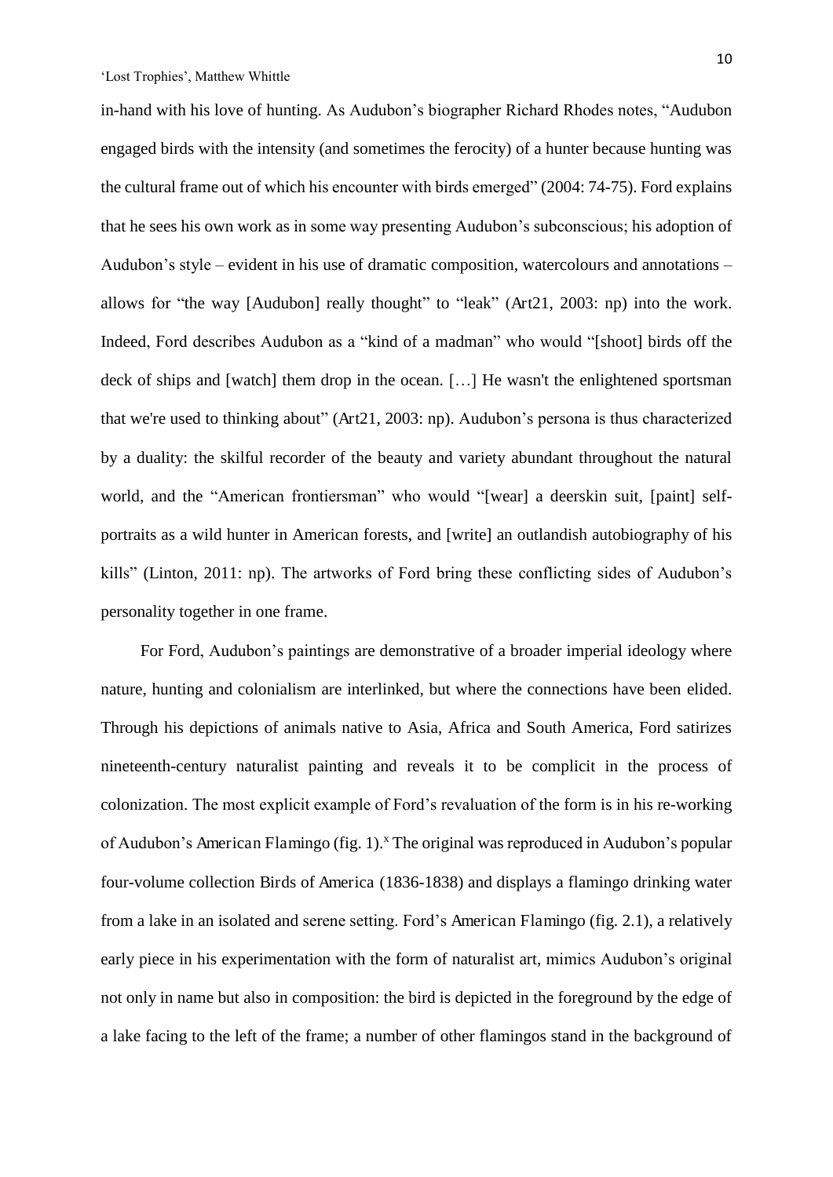in-hand with his love of hunting. As Audubon's biographer Richard Rhodes notes, "Audubon engaged birds with the intensity (and sometimes the ferocity) of a hunter because hunting was the cultural frame out of which his encounter with birds emerged" (2004: 74-75). Ford explains that he sees his own work as in some way presenting Audubon's subconscious; his adoption of Audubon's style – evident in his use of dramatic composition, watercolours and annotations – allows for "the way [Audubon] really thought" to "leak" (Art21, 2003: np) into the work. Indeed, Ford describes Audubon as a "kind of a madman" who would "[shoot] birds off the deck of ships and [watch] them drop in the ocean. […] He wasn't the enlightened sportsman that we're used to thinking about" (Art21, 2003: np). Audubon's persona is thus characterized by a duality: the skilful recorder of the beauty and variety abundant throughout the natural world, and the "American frontiersman" who would "[wear] a deerskin suit, [paint] self-portraits as a wild hunter in American forests, and [write] an outlandish autobiography of his kills" (Linton, 2011: np). The artworks of Ford bring these conflicting sides of Audubon's personality together in one frame.

For Ford, Audubon's paintings are demonstrative of a broader imperial ideology where nature, hunting and colonialism are interlinked, but where the connections have been elided. Through his depictions of animals native to Asia, Africa and South America, Ford satirizes nineteenth-century naturalist painting and reveals it to be complicit in the process of colonization. The most explicit example of Ford's revaluation of the form is in his re-working of Audubon's *American Flamingo* (fig. 1).[x] The original was reproduced in Audubon's popular four-volume collection *Birds of America* (1836-1838) and displays a flamingo drinking water from a lake in an isolated and serene setting. Ford's *American Flamingo* (fig. 2.1), a relatively early piece in his experimentation with the form of naturalist art, mimics Audubon's original not only in name but also in composition: the bird is depicted in the foreground by the edge of a lake facing to the left of the frame; a number of other flamingos stand in the background of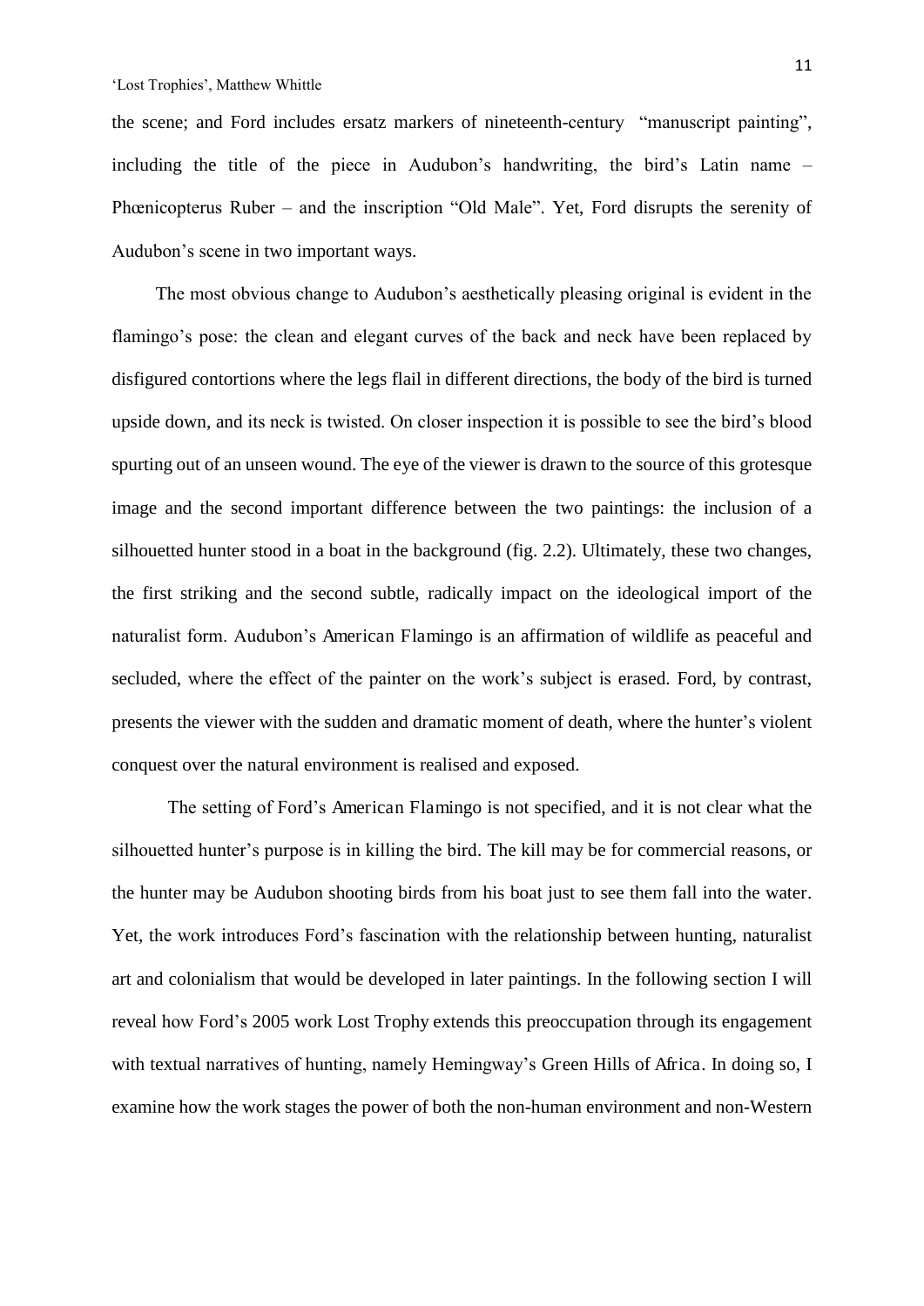the scene; and Ford includes ersatz markers of nineteenth-century "manuscript painting", including the title of the piece in Audubon's handwriting, the bird's Latin name – Phœnicopterus Ruber – and the inscription "Old Male". Yet, Ford disrupts the serenity of Audubon's scene in two important ways.

The most obvious change to Audubon's aesthetically pleasing original is evident in the flamingo's pose: the clean and elegant curves of the back and neck have been replaced by disfigured contortions where the legs flail in different directions, the body of the bird is turned upside down, and its neck is twisted. On closer inspection it is possible to see the bird's blood spurting out of an unseen wound. The eye of the viewer is drawn to the source of this grotesque image and the second important difference between the two paintings: the inclusion of a silhouetted hunter stood in a boat in the background (fig. 2.2). Ultimately, these two changes, the first striking and the second subtle, radically impact on the ideological import of the naturalist form. Audubon's American Flamingo is an affirmation of wildlife as peaceful and secluded, where the effect of the painter on the work's subject is erased. Ford, by contrast, presents the viewer with the sudden and dramatic moment of death, where the hunter's violent conquest over the natural environment is realised and exposed.

The setting of Ford's American Flamingo is not specified, and it is not clear what the silhouetted hunter's purpose is in killing the bird. The kill may be for commercial reasons, or the hunter may be Audubon shooting birds from his boat just to see them fall into the water. Yet, the work introduces Ford's fascination with the relationship between hunting, naturalist art and colonialism that would be developed in later paintings. In the following section I will reveal how Ford's 2005 work Lost Trophy extends this preoccupation through its engagement with textual narratives of hunting, namely Hemingway's Green Hills of Africa. In doing so, I examine how the work stages the power of both the non-human environment and non-Western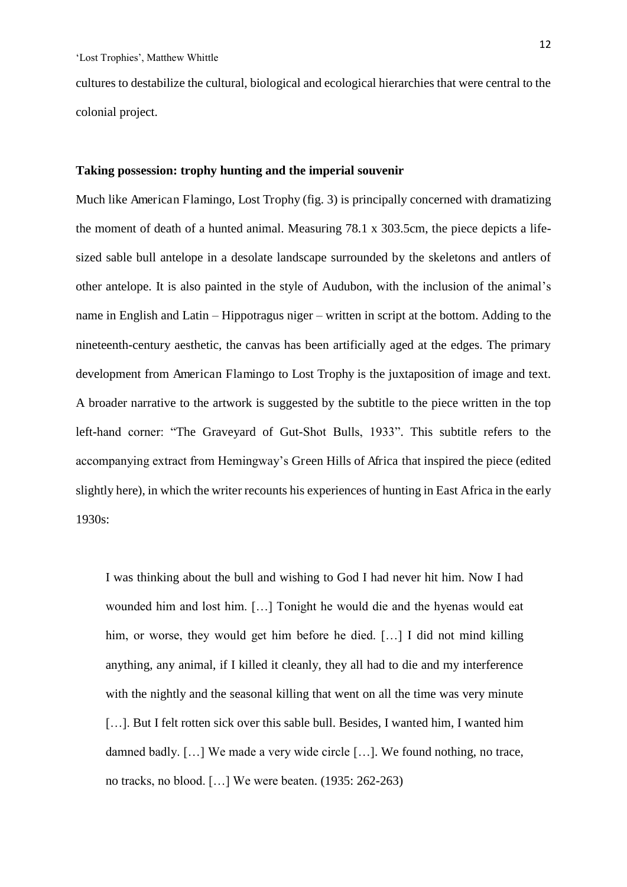cultures to destabilize the cultural, biological and ecological hierarchies that were central to the colonial project.

## Taking possession: trophy hunting and the imperial souvenir

Much like American Flamingo, Lost Trophy (fig. 3) is principally concerned with dramatizing the moment of death of a hunted animal. Measuring 78.1 x 303.5cm, the piece depicts a life-sized sable bull antelope in a desolate landscape surrounded by the skeletons and antlers of other antelope. It is also painted in the style of Audubon, with the inclusion of the animal's name in English and Latin – Hippotragus niger – written in script at the bottom. Adding to the nineteenth-century aesthetic, the canvas has been artificially aged at the edges. The primary development from American Flamingo to Lost Trophy is the juxtaposition of image and text. A broader narrative to the artwork is suggested by the subtitle to the piece written in the top left-hand corner: "The Graveyard of Gut-Shot Bulls, 1933". This subtitle refers to the accompanying extract from Hemingway's Green Hills of Africa that inspired the piece (edited slightly here), in which the writer recounts his experiences of hunting in East Africa in the early 1930s:

> I was thinking about the bull and wishing to God I had never hit him. Now I had wounded him and lost him. […] Tonight he would die and the hyenas would eat him, or worse, they would get him before he died. […] I did not mind killing anything, any animal, if I killed it cleanly, they all had to die and my interference with the nightly and the seasonal killing that went on all the time was very minute […]. But I felt rotten sick over this sable bull. Besides, I wanted him, I wanted him damned badly. […] We made a very wide circle […]. We found nothing, no trace, no tracks, no blood. […] We were beaten. (1935: 262-263)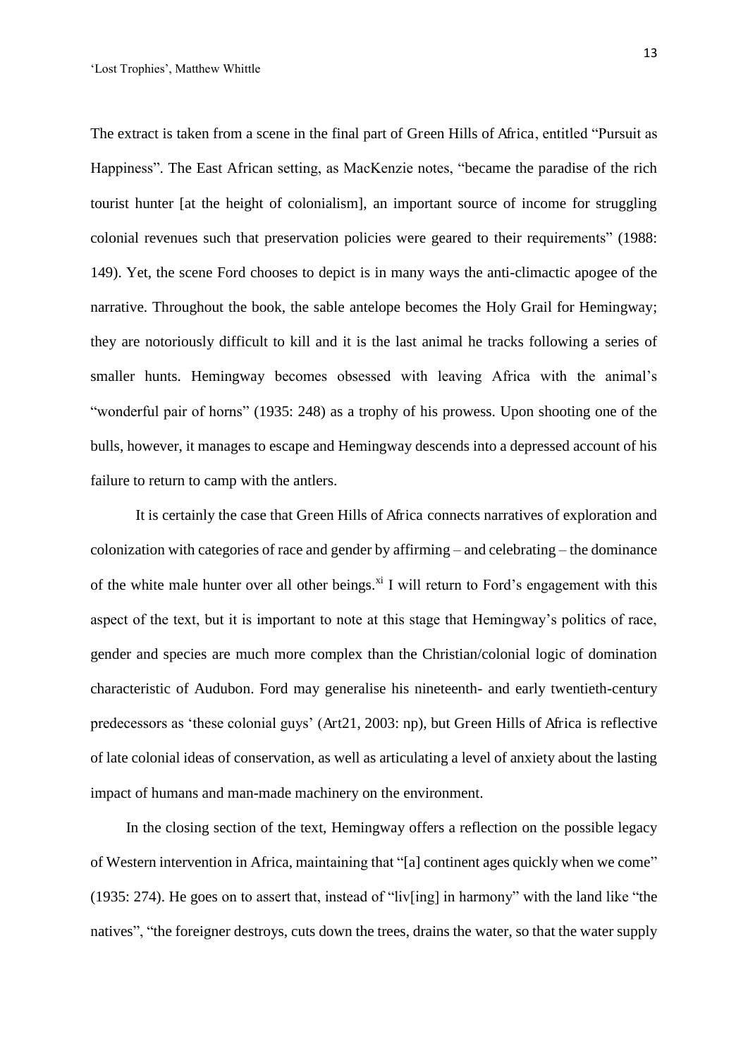The extract is taken from a scene in the final part of Green Hills of Africa, entitled "Pursuit as Happiness". The East African setting, as MacKenzie notes, "became the paradise of the rich tourist hunter [at the height of colonialism], an important source of income for struggling colonial revenues such that preservation policies were geared to their requirements" (1988: 149). Yet, the scene Ford chooses to depict is in many ways the anti-climactic apogee of the narrative. Throughout the book, the sable antelope becomes the Holy Grail for Hemingway; they are notoriously difficult to kill and it is the last animal he tracks following a series of smaller hunts. Hemingway becomes obsessed with leaving Africa with the animal's "wonderful pair of horns" (1935: 248) as a trophy of his prowess. Upon shooting one of the bulls, however, it manages to escape and Hemingway descends into a depressed account of his failure to return to camp with the antlers.

It is certainly the case that Green Hills of Africa connects narratives of exploration and colonization with categories of race and gender by affirming – and celebrating – the dominance of the white male hunter over all other beings.[xi] I will return to Ford's engagement with this aspect of the text, but it is important to note at this stage that Hemingway's politics of race, gender and species are much more complex than the Christian/colonial logic of domination characteristic of Audubon. Ford may generalise his nineteenth- and early twentieth-century predecessors as 'these colonial guys' (Art21, 2003: np), but Green Hills of Africa is reflective of late colonial ideas of conservation, as well as articulating a level of anxiety about the lasting impact of humans and man-made machinery on the environment.

In the closing section of the text, Hemingway offers a reflection on the possible legacy of Western intervention in Africa, maintaining that "[a] continent ages quickly when we come" (1935: 274). He goes on to assert that, instead of "liv[ing] in harmony" with the land like "the natives", "the foreigner destroys, cuts down the trees, drains the water, so that the water supply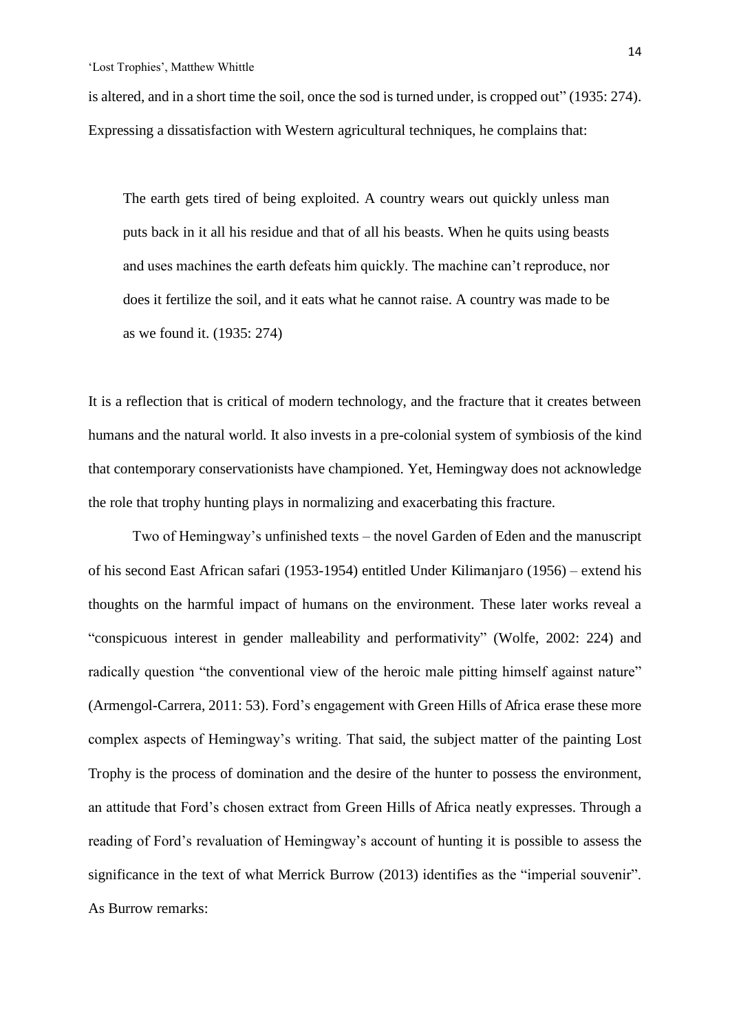is altered, and in a short time the soil, once the sod is turned under, is cropped out" (1935: 274). Expressing a dissatisfaction with Western agricultural techniques, he complains that:

> The earth gets tired of being exploited. A country wears out quickly unless man puts back in it all his residue and that of all his beasts. When he quits using beasts and uses machines the earth defeats him quickly. The machine can't reproduce, nor does it fertilize the soil, and it eats what he cannot raise. A country was made to be as we found it. (1935: 274)

It is a reflection that is critical of modern technology, and the fracture that it creates between humans and the natural world. It also invests in a pre-colonial system of symbiosis of the kind that contemporary conservationists have championed. Yet, Hemingway does not acknowledge the role that trophy hunting plays in normalizing and exacerbating this fracture.

Two of Hemingway's unfinished texts – the novel Garden of Eden and the manuscript of his second East African safari (1953-1954) entitled Under Kilimanjaro (1956) – extend his thoughts on the harmful impact of humans on the environment. These later works reveal a "conspicuous interest in gender malleability and performativity" (Wolfe, 2002: 224) and radically question "the conventional view of the heroic male pitting himself against nature" (Armengol-Carrera, 2011: 53). Ford's engagement with Green Hills of Africa erase these more complex aspects of Hemingway's writing. That said, the subject matter of the painting Lost Trophy is the process of domination and the desire of the hunter to possess the environment, an attitude that Ford's chosen extract from Green Hills of Africa neatly expresses. Through a reading of Ford's revaluation of Hemingway's account of hunting it is possible to assess the significance in the text of what Merrick Burrow (2013) identifies as the "imperial souvenir". As Burrow remarks: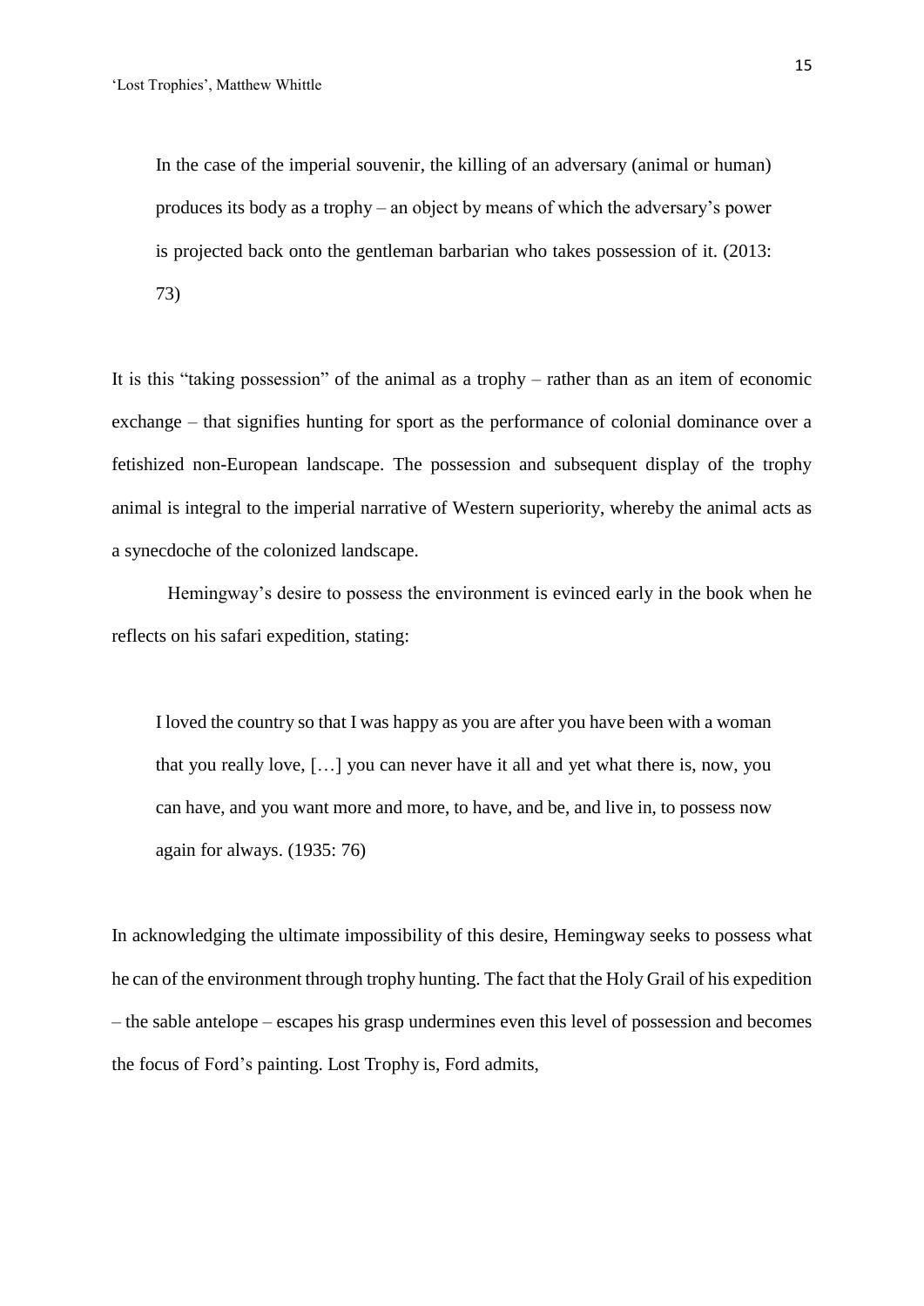> In the case of the imperial souvenir, the killing of an adversary (animal or human) produces its body as a trophy – an object by means of which the adversary's power is projected back onto the gentleman barbarian who takes possession of it. (2013: 73)

It is this "taking possession" of the animal as a trophy – rather than as an item of economic exchange – that signifies hunting for sport as the performance of colonial dominance over a fetishized non-European landscape. The possession and subsequent display of the trophy animal is integral to the imperial narrative of Western superiority, whereby the animal acts as a synecdoche of the colonized landscape.

Hemingway's desire to possess the environment is evinced early in the book when he reflects on his safari expedition, stating:

> I loved the country so that I was happy as you are after you have been with a woman that you really love, […] you can never have it all and yet what there is, now, you can have, and you want more and more, to have, and be, and live in, to possess now again for always. (1935: 76)

In acknowledging the ultimate impossibility of this desire, Hemingway seeks to possess what he can of the environment through trophy hunting. The fact that the Holy Grail of his expedition – the sable antelope – escapes his grasp undermines even this level of possession and becomes the focus of Ford's painting. Lost Trophy is, Ford admits,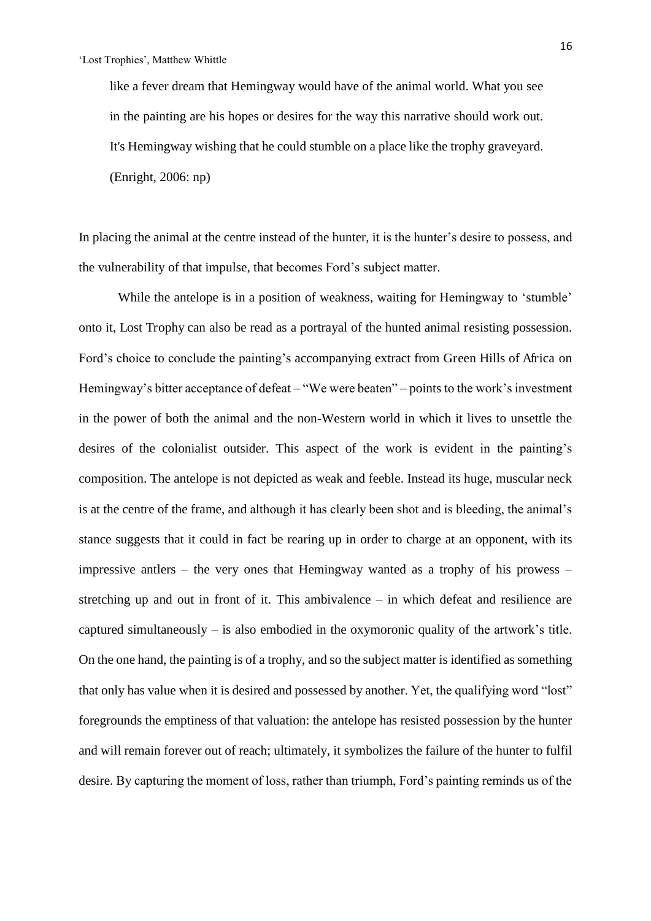> like a fever dream that Hemingway would have of the animal world. What you see in the painting are his hopes or desires for the way this narrative should work out. It's Hemingway wishing that he could stumble on a place like the trophy graveyard. (Enright, 2006: np)

In placing the animal at the centre instead of the hunter, it is the hunter's desire to possess, and the vulnerability of that impulse, that becomes Ford's subject matter.

While the antelope is in a position of weakness, waiting for Hemingway to 'stumble' onto it, Lost Trophy can also be read as a portrayal of the hunted animal resisting possession. Ford's choice to conclude the painting's accompanying extract from Green Hills of Africa on Hemingway's bitter acceptance of defeat – "We were beaten" – points to the work's investment in the power of both the animal and the non-Western world in which it lives to unsettle the desires of the colonialist outsider. This aspect of the work is evident in the painting's composition. The antelope is not depicted as weak and feeble. Instead its huge, muscular neck is at the centre of the frame, and although it has clearly been shot and is bleeding, the animal's stance suggests that it could in fact be rearing up in order to charge at an opponent, with its impressive antlers – the very ones that Hemingway wanted as a trophy of his prowess – stretching up and out in front of it. This ambivalence – in which defeat and resilience are captured simultaneously – is also embodied in the oxymoronic quality of the artwork's title. On the one hand, the painting is of a trophy, and so the subject matter is identified as something that only has value when it is desired and possessed by another. Yet, the qualifying word "lost" foregrounds the emptiness of that valuation: the antelope has resisted possession by the hunter and will remain forever out of reach; ultimately, it symbolizes the failure of the hunter to fulfil desire. By capturing the moment of loss, rather than triumph, Ford's painting reminds us of the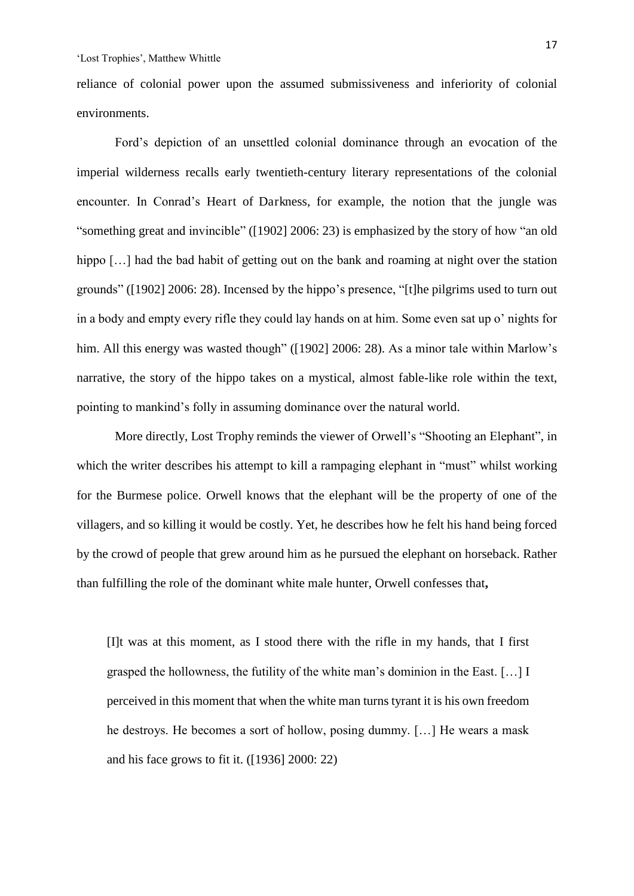reliance of colonial power upon the assumed submissiveness and inferiority of colonial environments.

Ford's depiction of an unsettled colonial dominance through an evocation of the imperial wilderness recalls early twentieth-century literary representations of the colonial encounter. In Conrad's Heart of Darkness, for example, the notion that the jungle was "something great and invincible" ([1902] 2006: 23) is emphasized by the story of how "an old hippo […] had the bad habit of getting out on the bank and roaming at night over the station grounds" ([1902] 2006: 28). Incensed by the hippo's presence, "[t]he pilgrims used to turn out in a body and empty every rifle they could lay hands on at him. Some even sat up o' nights for him. All this energy was wasted though" ([1902] 2006: 28). As a minor tale within Marlow's narrative, the story of the hippo takes on a mystical, almost fable-like role within the text, pointing to mankind's folly in assuming dominance over the natural world.

More directly, Lost Trophy reminds the viewer of Orwell's "Shooting an Elephant", in which the writer describes his attempt to kill a rampaging elephant in "must" whilst working for the Burmese police. Orwell knows that the elephant will be the property of one of the villagers, and so killing it would be costly. Yet, he describes how he felt his hand being forced by the crowd of people that grew around him as he pursued the elephant on horseback. Rather than fulfilling the role of the dominant white male hunter, Orwell confesses that**,**

> [I]t was at this moment, as I stood there with the rifle in my hands, that I first grasped the hollowness, the futility of the white man's dominion in the East. […] I perceived in this moment that when the white man turns tyrant it is his own freedom he destroys. He becomes a sort of hollow, posing dummy. […] He wears a mask and his face grows to fit it. ([1936] 2000: 22)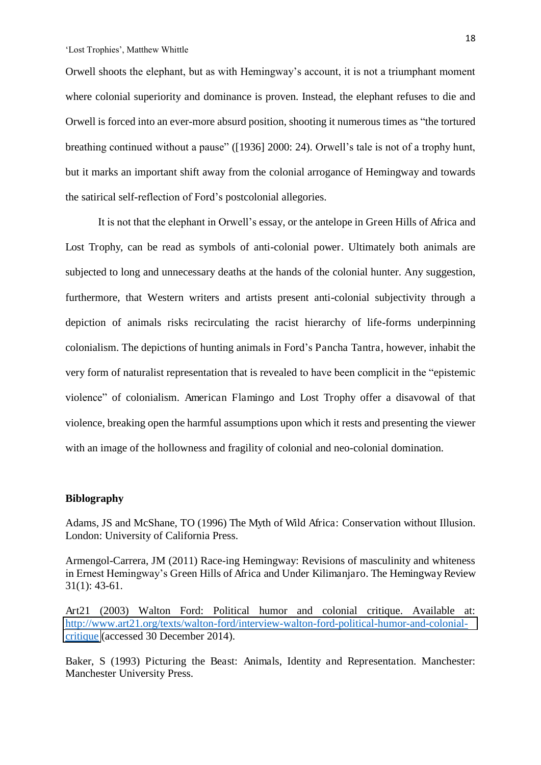Orwell shoots the elephant, but as with Hemingway's account, it is not a triumphant moment where colonial superiority and dominance is proven. Instead, the elephant refuses to die and Orwell is forced into an ever-more absurd position, shooting it numerous times as "the tortured breathing continued without a pause" ([1936] 2000: 24). Orwell's tale is not of a trophy hunt, but it marks an important shift away from the colonial arrogance of Hemingway and towards the satirical self-reflection of Ford's postcolonial allegories.

It is not that the elephant in Orwell's essay, or the antelope in Green Hills of Africa and Lost Trophy, can be read as symbols of anti-colonial power. Ultimately both animals are subjected to long and unnecessary deaths at the hands of the colonial hunter. Any suggestion, furthermore, that Western writers and artists present anti-colonial subjectivity through a depiction of animals risks recirculating the racist hierarchy of life-forms underpinning colonialism. The depictions of hunting animals in Ford's Pancha Tantra, however, inhabit the very form of naturalist representation that is revealed to have been complicit in the "epistemic violence" of colonialism. American Flamingo and Lost Trophy offer a disavowal of that violence, breaking open the harmful assumptions upon which it rests and presenting the viewer with an image of the hollowness and fragility of colonial and neo-colonial domination.

**Biblography**

Adams, JS and McShane, TO (1996) The Myth of Wild Africa: Conservation without Illusion. London: University of California Press.

Armengol-Carrera, JM (2011) Race-ing Hemingway: Revisions of masculinity and whiteness in Ernest Hemingway's Green Hills of Africa and Under Kilimanjaro. The Hemingway Review 31(1): 43-61.

Art21 (2003) Walton Ford: Political humor and colonial critique. Available at: http://www.art21.org/texts/walton-ford/interview-walton-ford-political-humor-and-colonial-critique (accessed 30 December 2014).

Baker, S (1993) Picturing the Beast: Animals, Identity and Representation. Manchester: Manchester University Press.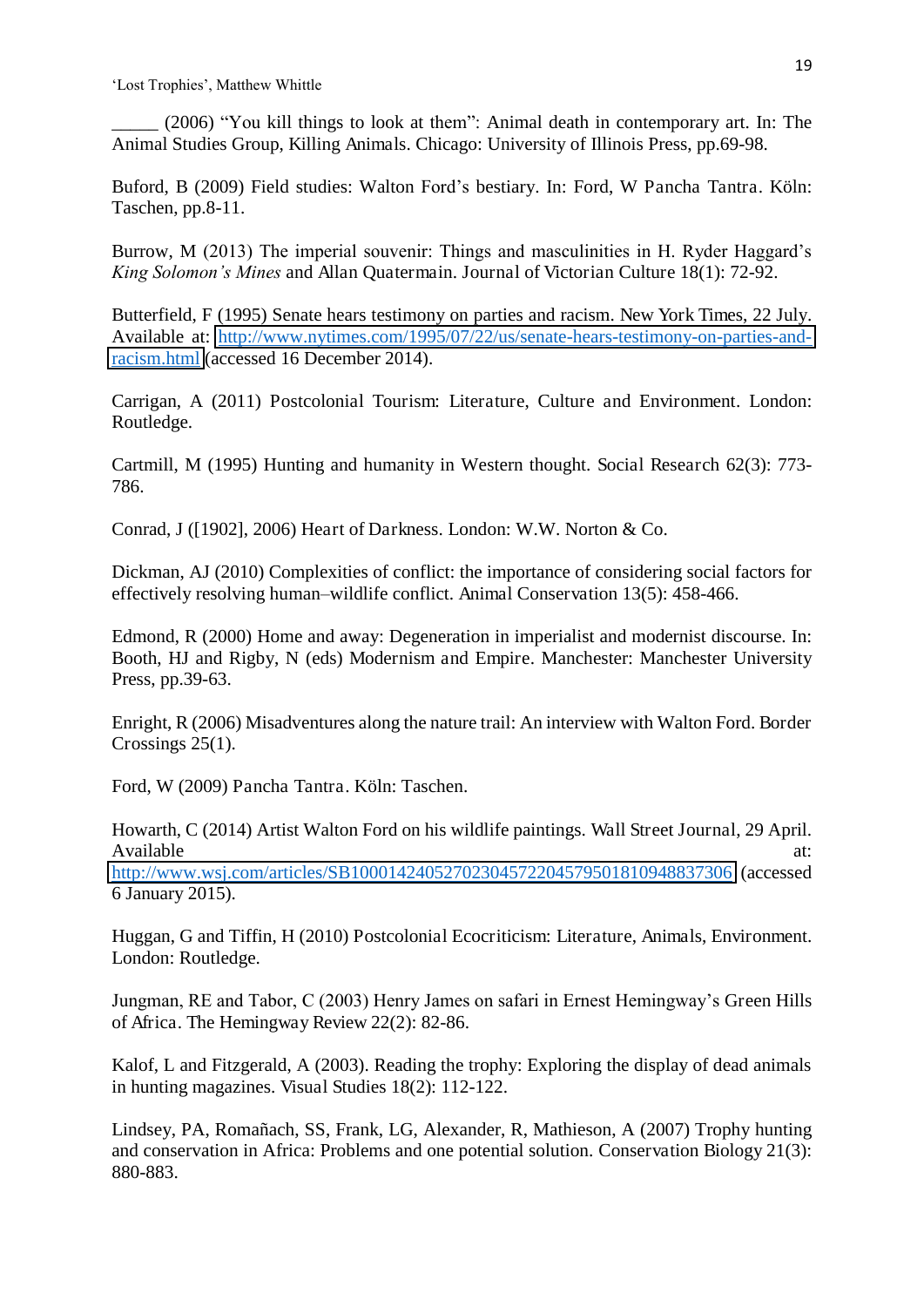_____ (2006) "You kill things to look at them": Animal death in contemporary art. In: The Animal Studies Group, Killing Animals. Chicago: University of Illinois Press, pp.69-98.

Buford, B (2009) Field studies: Walton Ford's bestiary. In: Ford, W Pancha Tantra. Köln: Taschen, pp.8-11.

Burrow, M (2013) The imperial souvenir: Things and masculinities in H. Ryder Haggard's *King Solomon's Mines* and Allan Quatermain. Journal of Victorian Culture 18(1): 72-92.

Butterfield, F (1995) Senate hears testimony on parties and racism. New York Times, 22 July. Available at: http://www.nytimes.com/1995/07/22/us/senate-hears-testimony-on-parties-and-racism.html (accessed 16 December 2014).

Carrigan, A (2011) Postcolonial Tourism: Literature, Culture and Environment. London: Routledge.

Cartmill, M (1995) Hunting and humanity in Western thought. Social Research 62(3): 773-786.

Conrad, J ([1902], 2006) Heart of Darkness. London: W.W. Norton & Co.

Dickman, AJ (2010) Complexities of conflict: the importance of considering social factors for effectively resolving human–wildlife conflict. Animal Conservation 13(5): 458-466.

Edmond, R (2000) Home and away: Degeneration in imperialist and modernist discourse. In: Booth, HJ and Rigby, N (eds) Modernism and Empire. Manchester: Manchester University Press, pp.39-63.

Enright, R (2006) Misadventures along the nature trail: An interview with Walton Ford. Border Crossings 25(1).

Ford, W (2009) Pancha Tantra. Köln: Taschen.

Howarth, C (2014) Artist Walton Ford on his wildlife paintings. Wall Street Journal, 29 April. Available at: http://www.wsj.com/articles/SB10001424052702304572204579501810948837306 (accessed 6 January 2015).

Huggan, G and Tiffin, H (2010) Postcolonial Ecocriticism: Literature, Animals, Environment. London: Routledge.

Jungman, RE and Tabor, C (2003) Henry James on safari in Ernest Hemingway's Green Hills of Africa. The Hemingway Review 22(2): 82-86.

Kalof, L and Fitzgerald, A (2003). Reading the trophy: Exploring the display of dead animals in hunting magazines. Visual Studies 18(2): 112-122.

Lindsey, PA, Romañach, SS, Frank, LG, Alexander, R, Mathieson, A (2007) Trophy hunting and conservation in Africa: Problems and one potential solution. Conservation Biology 21(3): 880-883.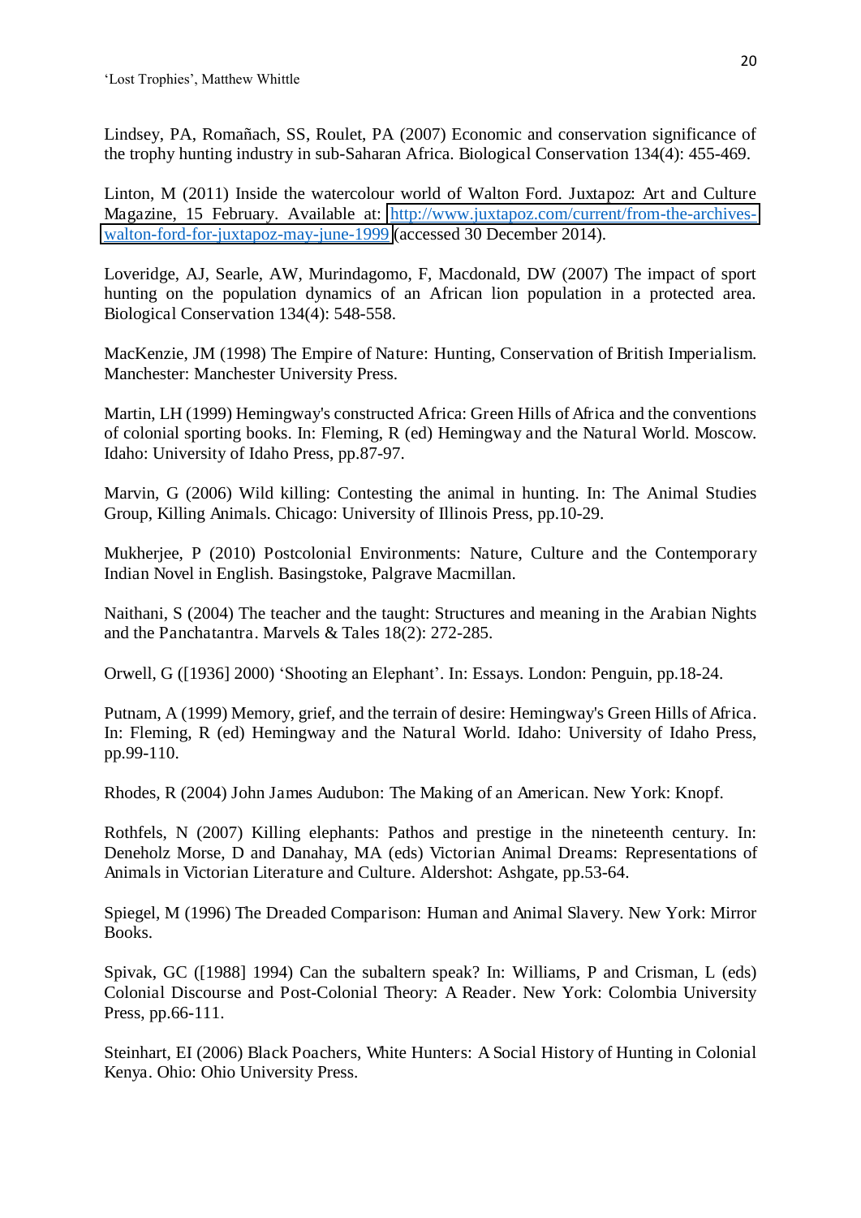Lindsey, PA, Romañach, SS, Roulet, PA (2007) Economic and conservation significance of the trophy hunting industry in sub-Saharan Africa. Biological Conservation 134(4): 455-469.

Linton, M (2011) Inside the watercolour world of Walton Ford. Juxtapoz: Art and Culture Magazine, 15 February. Available at: http://www.juxtapoz.com/current/from-the-archives-walton-ford-for-juxtapoz-may-june-1999 (accessed 30 December 2014).

Loveridge, AJ, Searle, AW, Murindagomo, F, Macdonald, DW (2007) The impact of sport hunting on the population dynamics of an African lion population in a protected area. Biological Conservation 134(4): 548-558.

MacKenzie, JM (1998) The Empire of Nature: Hunting, Conservation of British Imperialism. Manchester: Manchester University Press.

Martin, LH (1999) Hemingway's constructed Africa: Green Hills of Africa and the conventions of colonial sporting books. In: Fleming, R (ed) Hemingway and the Natural World. Moscow. Idaho: University of Idaho Press, pp.87-97.

Marvin, G (2006) Wild killing: Contesting the animal in hunting. In: The Animal Studies Group, Killing Animals. Chicago: University of Illinois Press, pp.10-29.

Mukherjee, P (2010) Postcolonial Environments: Nature, Culture and the Contemporary Indian Novel in English. Basingstoke, Palgrave Macmillan.

Naithani, S (2004) The teacher and the taught: Structures and meaning in the Arabian Nights and the Panchatantra. Marvels & Tales 18(2): 272-285.

Orwell, G ([1936] 2000) 'Shooting an Elephant'. In: Essays. London: Penguin, pp.18-24.

Putnam, A (1999) Memory, grief, and the terrain of desire: Hemingway's Green Hills of Africa. In: Fleming, R (ed) Hemingway and the Natural World. Idaho: University of Idaho Press, pp.99-110.

Rhodes, R (2004) John James Audubon: The Making of an American. New York: Knopf.

Rothfels, N (2007) Killing elephants: Pathos and prestige in the nineteenth century. In: Deneholz Morse, D and Danahay, MA (eds) Victorian Animal Dreams: Representations of Animals in Victorian Literature and Culture. Aldershot: Ashgate, pp.53-64.

Spiegel, M (1996) The Dreaded Comparison: Human and Animal Slavery. New York: Mirror Books.

Spivak, GC ([1988] 1994) Can the subaltern speak? In: Williams, P and Crisman, L (eds) Colonial Discourse and Post-Colonial Theory: A Reader. New York: Colombia University Press, pp.66-111.

Steinhart, EI (2006) Black Poachers, White Hunters: A Social History of Hunting in Colonial Kenya. Ohio: Ohio University Press.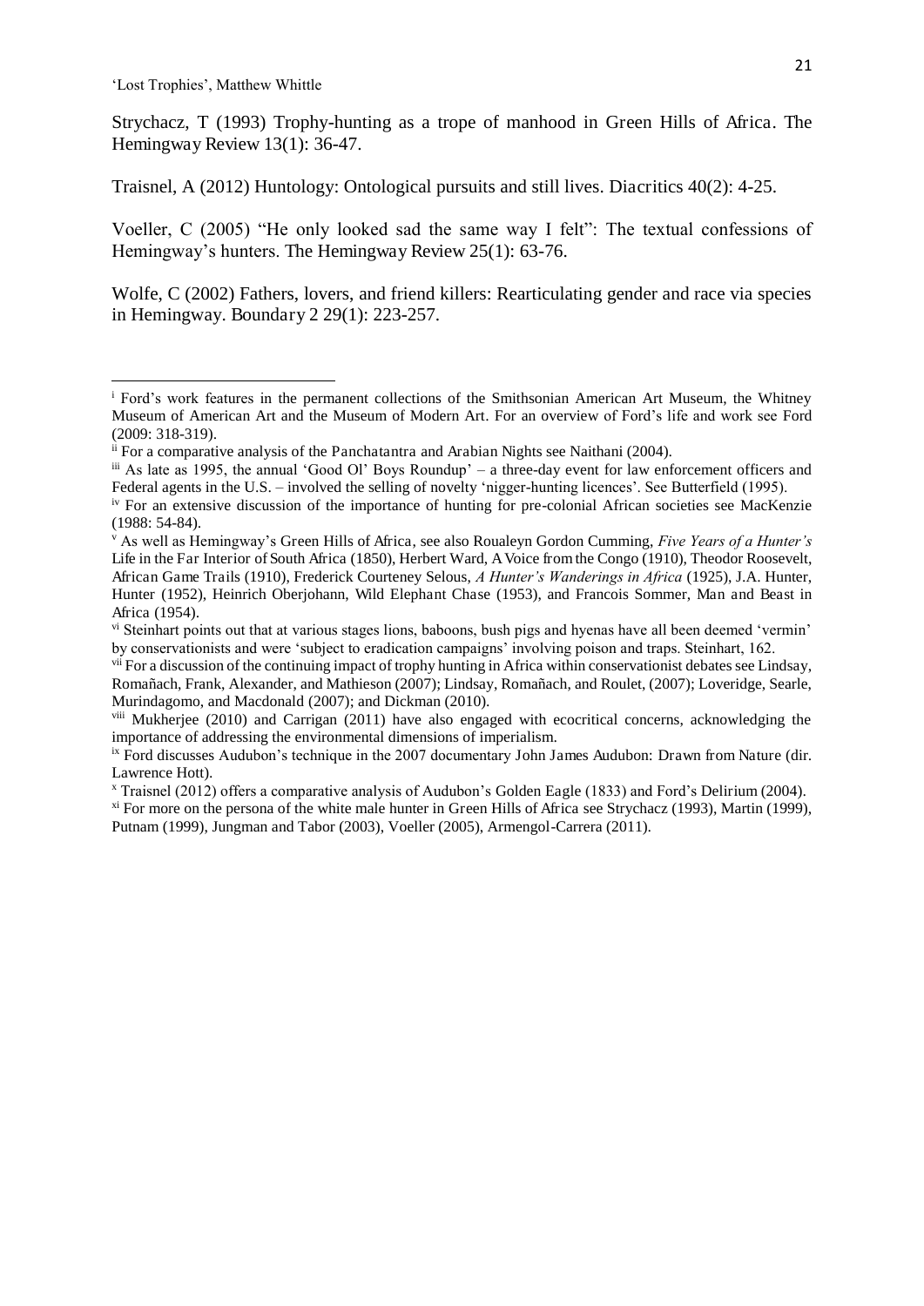Strychacz, T (1993) Trophy-hunting as a trope of manhood in Green Hills of Africa. The Hemingway Review 13(1): 36-47.

Traisnel, A (2012) Huntology: Ontological pursuits and still lives. Diacritics 40(2): 4-25.

Voeller, C (2005) "He only looked sad the same way I felt": The textual confessions of Hemingway's hunters. The Hemingway Review 25(1): 63-76.

Wolfe, C (2002) Fathers, lovers, and friend killers: Rearticulating gender and race via species in Hemingway. Boundary 2 29(1): 223-257.

---

[i] Ford's work features in the permanent collections of the Smithsonian American Art Museum, the Whitney Museum of American Art and the Museum of Modern Art. For an overview of Ford's life and work see Ford (2009: 318-319).

[ii] For a comparative analysis of the Panchatantra and Arabian Nights see Naithani (2004).

[iii] As late as 1995, the annual 'Good Ol' Boys Roundup' – a three-day event for law enforcement officers and Federal agents in the U.S. – involved the selling of novelty 'nigger-hunting licences'. See Butterfield (1995).

[iv] For an extensive discussion of the importance of hunting for pre-colonial African societies see MacKenzie (1988: 54-84).

[v] As well as Hemingway's Green Hills of Africa, see also Roualeyn Gordon Cumming, *Five Years of a Hunter's* Life in the Far Interior of South Africa (1850), Herbert Ward, A Voice from the Congo (1910), Theodor Roosevelt, African Game Trails (1910), Frederick Courteney Selous, *A Hunter's Wanderings in Africa* (1925), J.A. Hunter, Hunter (1952), Heinrich Oberjohann, Wild Elephant Chase (1953), and Francois Sommer, Man and Beast in Africa (1954).

[vi] Steinhart points out that at various stages lions, baboons, bush pigs and hyenas have all been deemed 'vermin' by conservationists and were 'subject to eradication campaigns' involving poison and traps. Steinhart, 162.

[vii] For a discussion of the continuing impact of trophy hunting in Africa within conservationist debates see Lindsay, Romañach, Frank, Alexander, and Mathieson (2007); Lindsay, Romañach, and Roulet, (2007); Loveridge, Searle, Murindagomo, and Macdonald (2007); and Dickman (2010).

[viii] Mukherjee (2010) and Carrigan (2011) have also engaged with ecocritical concerns, acknowledging the importance of addressing the environmental dimensions of imperialism.

[ix] Ford discusses Audubon's technique in the 2007 documentary John James Audubon: Drawn from Nature (dir. Lawrence Hott).

[x] Traisnel (2012) offers a comparative analysis of Audubon's Golden Eagle (1833) and Ford's Delirium (2004).

[xi] For more on the persona of the white male hunter in Green Hills of Africa see Strychacz (1993), Martin (1999), Putnam (1999), Jungman and Tabor (2003), Voeller (2005), Armengol-Carrera (2011).